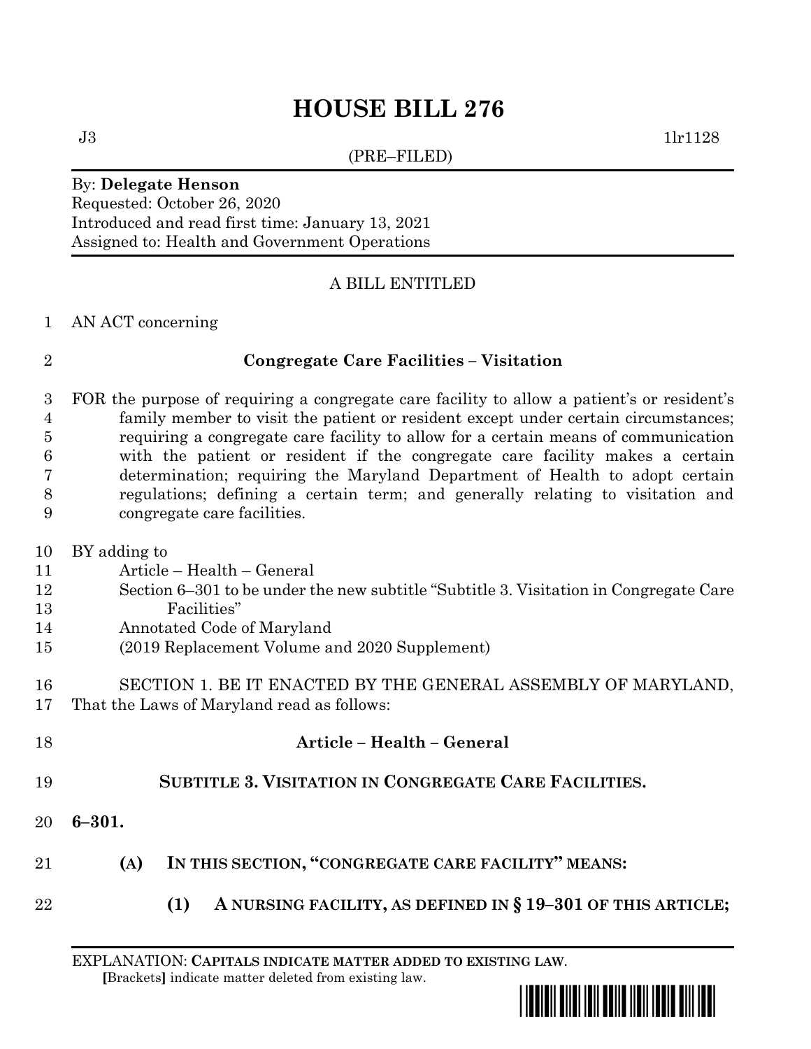# HOUSE BILL 276

J3 1lr1128

(PRE–FILED)

By: **Delegate Henson**
Requested: October 26, 2020
Introduced and read first time: January 13, 2021
Assigned to: Health and Government Operations

A BILL ENTITLED

AN ACT concerning

**Congregate Care Facilities – Visitation**

FOR the purpose of requiring a congregate care facility to allow a patient's or resident's family member to visit the patient or resident except under certain circumstances; requiring a congregate care facility to allow for a certain means of communication with the patient or resident if the congregate care facility makes a certain determination; requiring the Maryland Department of Health to adopt certain regulations; defining a certain term; and generally relating to visitation and congregate care facilities.

BY adding to
Article – Health – General
Section 6–301 to be under the new subtitle "Subtitle 3. Visitation in Congregate Care Facilities"
Annotated Code of Maryland
(2019 Replacement Volume and 2020 Supplement)

SECTION 1. BE IT ENACTED BY THE GENERAL ASSEMBLY OF MARYLAND, That the Laws of Maryland read as follows:

**Article – Health – General**

**SUBTITLE 3. VISITATION IN CONGREGATE CARE FACILITIES.**

**6–301.**

**(A) IN THIS SECTION, "CONGREGATE CARE FACILITY" MEANS:**

**(1) A NURSING FACILITY, AS DEFINED IN § 19–301 OF THIS ARTICLE;**

EXPLANATION: **CAPITALS INDICATE MATTER ADDED TO EXISTING LAW**.
[Brackets] indicate matter deleted from existing law.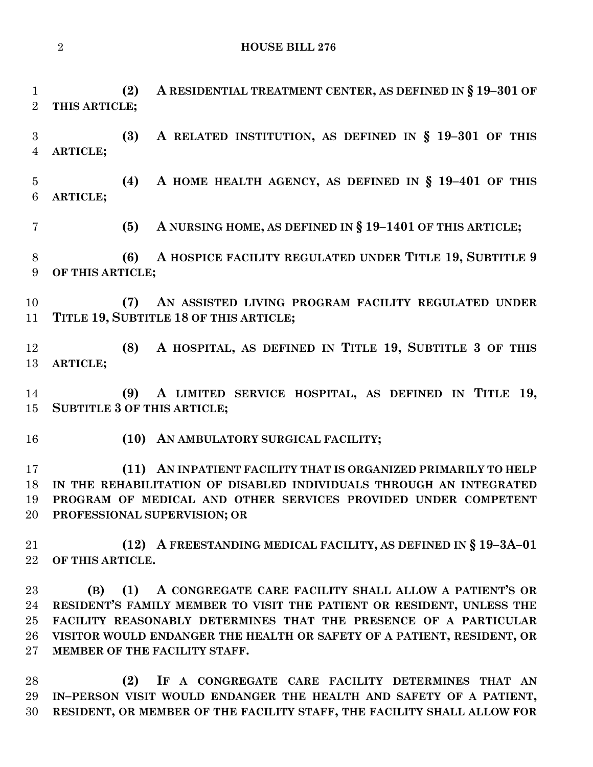**(2) A RESIDENTIAL TREATMENT CENTER, AS DEFINED IN § 19–301 OF THIS ARTICLE;**

**(3) A RELATED INSTITUTION, AS DEFINED IN § 19–301 OF THIS ARTICLE;**

**(4) A HOME HEALTH AGENCY, AS DEFINED IN § 19–401 OF THIS ARTICLE;**

**(5) A NURSING HOME, AS DEFINED IN § 19–1401 OF THIS ARTICLE;**

**(6) A HOSPICE FACILITY REGULATED UNDER TITLE 19, SUBTITLE 9 OF THIS ARTICLE;**

**(7) AN ASSISTED LIVING PROGRAM FACILITY REGULATED UNDER TITLE 19, SUBTITLE 18 OF THIS ARTICLE;**

**(8) A HOSPITAL, AS DEFINED IN TITLE 19, SUBTITLE 3 OF THIS ARTICLE;**

**(9) A LIMITED SERVICE HOSPITAL, AS DEFINED IN TITLE 19, SUBTITLE 3 OF THIS ARTICLE;**

**(10) AN AMBULATORY SURGICAL FACILITY;**

**(11) AN INPATIENT FACILITY THAT IS ORGANIZED PRIMARILY TO HELP IN THE REHABILITATION OF DISABLED INDIVIDUALS THROUGH AN INTEGRATED PROGRAM OF MEDICAL AND OTHER SERVICES PROVIDED UNDER COMPETENT PROFESSIONAL SUPERVISION; OR**

**(12) A FREESTANDING MEDICAL FACILITY, AS DEFINED IN § 19–3A–01 OF THIS ARTICLE.**

**(B) (1) A CONGREGATE CARE FACILITY SHALL ALLOW A PATIENT'S OR RESIDENT'S FAMILY MEMBER TO VISIT THE PATIENT OR RESIDENT, UNLESS THE FACILITY REASONABLY DETERMINES THAT THE PRESENCE OF A PARTICULAR VISITOR WOULD ENDANGER THE HEALTH OR SAFETY OF A PATIENT, RESIDENT, OR MEMBER OF THE FACILITY STAFF.**

**(2) IF A CONGREGATE CARE FACILITY DETERMINES THAT AN IN–PERSON VISIT WOULD ENDANGER THE HEALTH AND SAFETY OF A PATIENT, RESIDENT, OR MEMBER OF THE FACILITY STAFF, THE FACILITY SHALL ALLOW FOR**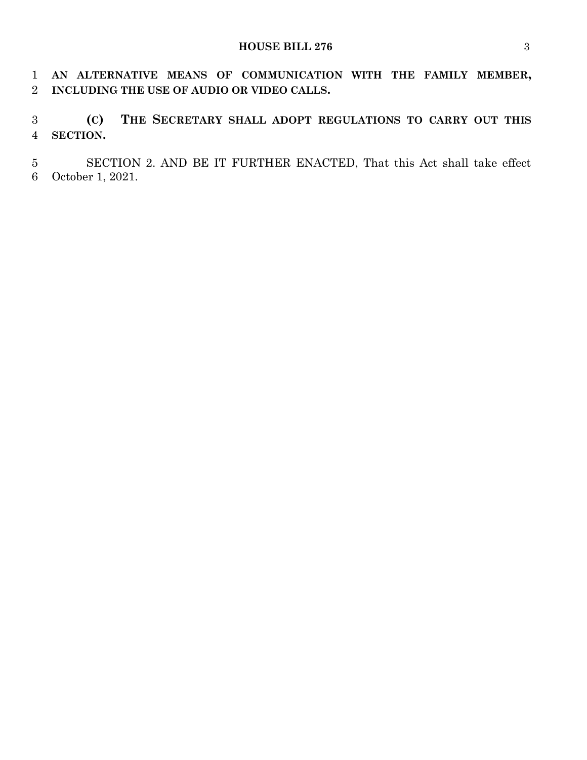**AN ALTERNATIVE MEANS OF COMMUNICATION WITH THE FAMILY MEMBER, INCLUDING THE USE OF AUDIO OR VIDEO CALLS.**

**(C) THE SECRETARY SHALL ADOPT REGULATIONS TO CARRY OUT THIS SECTION.**

SECTION 2. AND BE IT FURTHER ENACTED, That this Act shall take effect October 1, 2021.